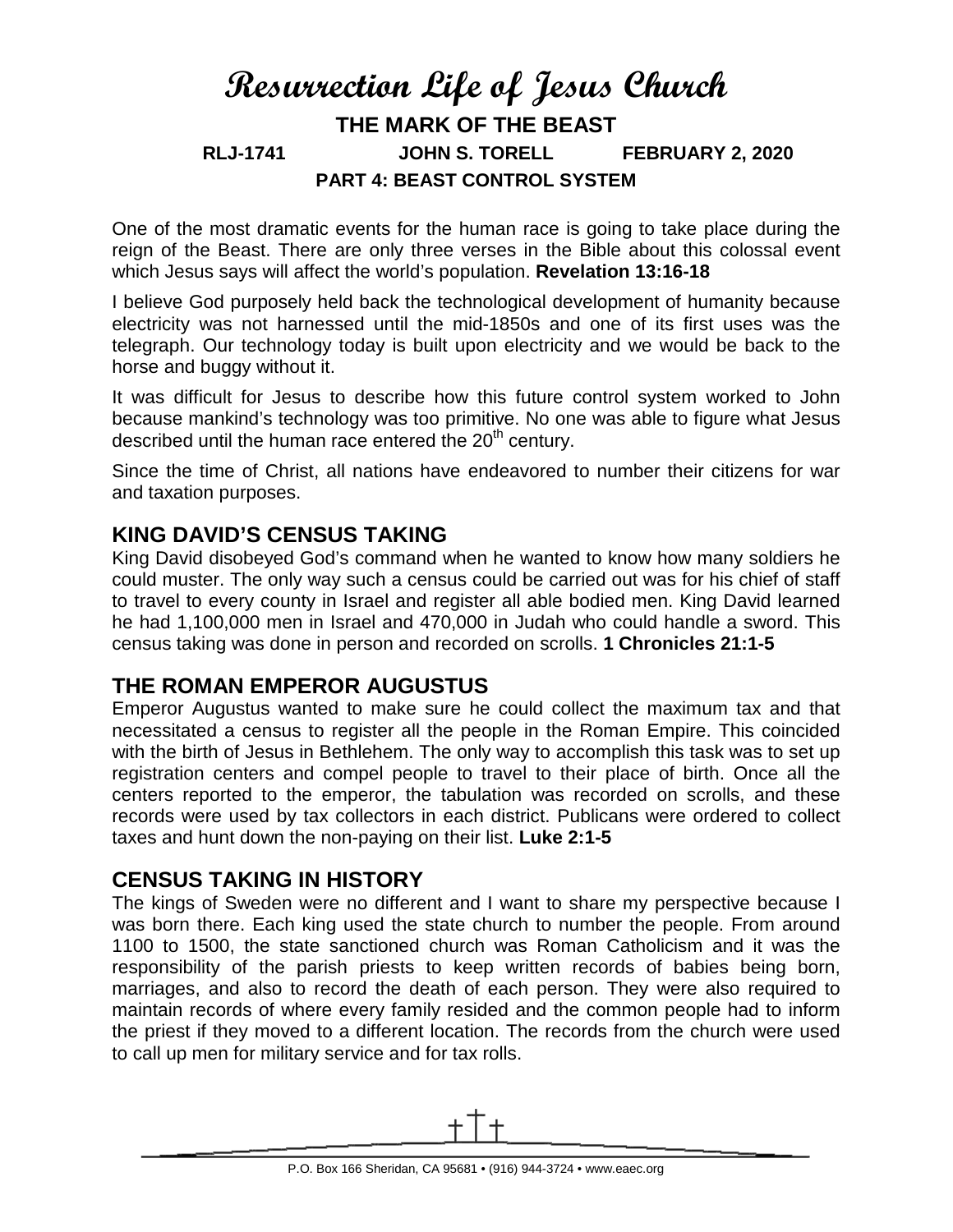# Resurrection Life of Jesus Church

## THE MARK OF THE BEAST

**RLJ-1741 JOHN S. TORELL FEBRUARY 2, 2020**

**PART 4: BEAST CONTROL SYSTEM**

One of the most dramatic events for the human race is going to take place during the reign of the Beast. There are only three verses in the Bible about this colossal event which Jesus says will affect the world's population. **Revelation 13:16-18**

I believe God purposely held back the technological development of humanity because electricity was not harnessed until the mid-1850s and one of its first uses was the telegraph. Our technology today is built upon electricity and we would be back to the horse and buggy without it.

It was difficult for Jesus to describe how this future control system worked to John because mankind's technology was too primitive. No one was able to figure what Jesus described until the human race entered the 20th century.

Since the time of Christ, all nations have endeavored to number their citizens for war and taxation purposes.

## KING DAVID'S CENSUS TAKING

King David disobeyed God's command when he wanted to know how many soldiers he could muster. The only way such a census could be carried out was for his chief of staff to travel to every county in Israel and register all able bodied men. King David learned he had 1,100,000 men in Israel and 470,000 in Judah who could handle a sword. This census taking was done in person and recorded on scrolls. **1 Chronicles 21:1-5**

## THE ROMAN EMPEROR AUGUSTUS

Emperor Augustus wanted to make sure he could collect the maximum tax and that necessitated a census to register all the people in the Roman Empire. This coincided with the birth of Jesus in Bethlehem. The only way to accomplish this task was to set up registration centers and compel people to travel to their place of birth. Once all the centers reported to the emperor, the tabulation was recorded on scrolls, and these records were used by tax collectors in each district. Publicans were ordered to collect taxes and hunt down the non-paying on their list. **Luke 2:1-5**

## CENSUS TAKING IN HISTORY

The kings of Sweden were no different and I want to share my perspective because I was born there. Each king used the state church to number the people. From around 1100 to 1500, the state sanctioned church was Roman Catholicism and it was the responsibility of the parish priests to keep written records of babies being born, marriages, and also to record the death of each person. They were also required to maintain records of where every family resided and the common people had to inform the priest if they moved to a different location. The records from the church were used to call up men for military service and for tax rolls.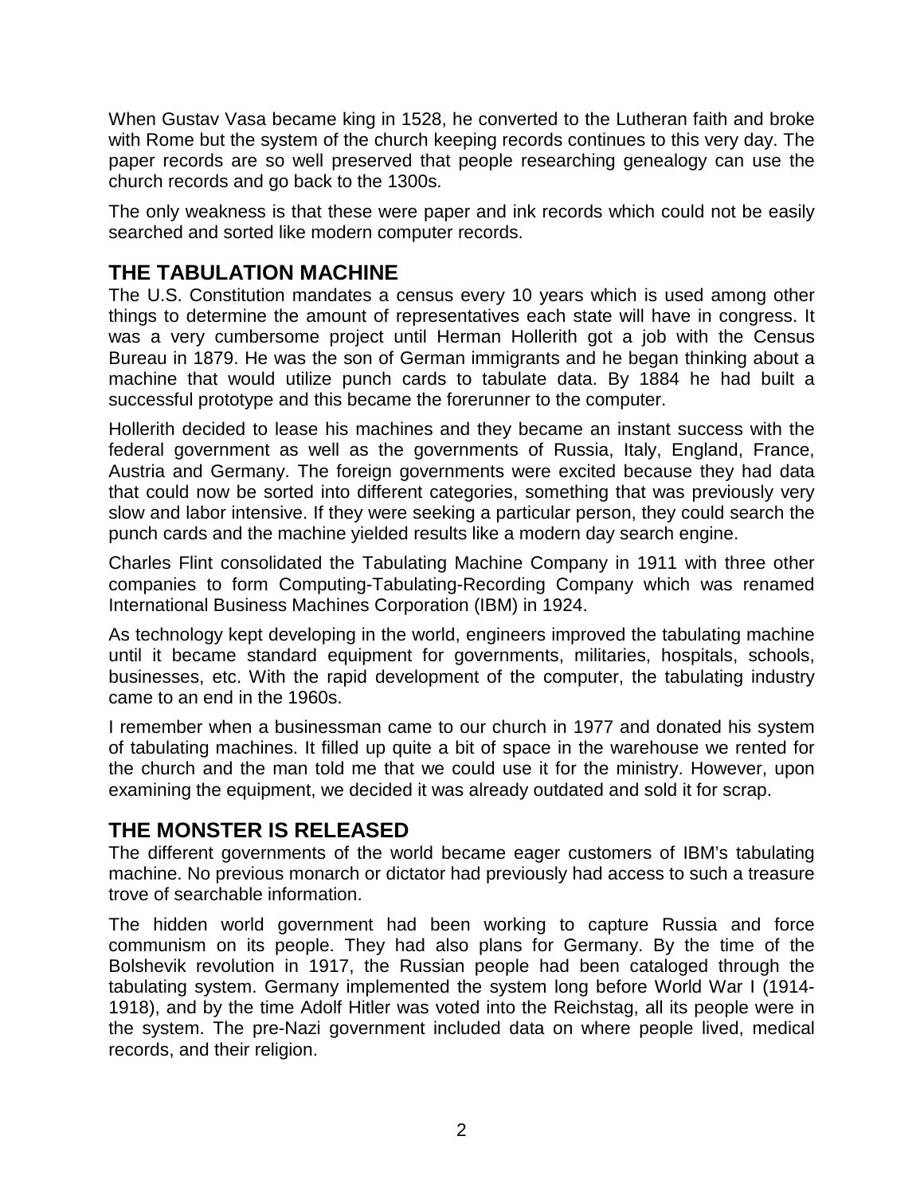When Gustav Vasa became king in 1528, he converted to the Lutheran faith and broke with Rome but the system of the church keeping records continues to this very day. The paper records are so well preserved that people researching genealogy can use the church records and go back to the 1300s.

The only weakness is that these were paper and ink records which could not be easily searched and sorted like modern computer records.

## THE TABULATION MACHINE

The U.S. Constitution mandates a census every 10 years which is used among other things to determine the amount of representatives each state will have in congress. It was a very cumbersome project until Herman Hollerith got a job with the Census Bureau in 1879. He was the son of German immigrants and he began thinking about a machine that would utilize punch cards to tabulate data. By 1884 he had built a successful prototype and this became the forerunner to the computer.

Hollerith decided to lease his machines and they became an instant success with the federal government as well as the governments of Russia, Italy, England, France, Austria and Germany. The foreign governments were excited because they had data that could now be sorted into different categories, something that was previously very slow and labor intensive. If they were seeking a particular person, they could search the punch cards and the machine yielded results like a modern day search engine.

Charles Flint consolidated the Tabulating Machine Company in 1911 with three other companies to form Computing-Tabulating-Recording Company which was renamed International Business Machines Corporation (IBM) in 1924.

As technology kept developing in the world, engineers improved the tabulating machine until it became standard equipment for governments, militaries, hospitals, schools, businesses, etc. With the rapid development of the computer, the tabulating industry came to an end in the 1960s.

I remember when a businessman came to our church in 1977 and donated his system of tabulating machines. It filled up quite a bit of space in the warehouse we rented for the church and the man told me that we could use it for the ministry. However, upon examining the equipment, we decided it was already outdated and sold it for scrap.

## THE MONSTER IS RELEASED

The different governments of the world became eager customers of IBM's tabulating machine. No previous monarch or dictator had previously had access to such a treasure trove of searchable information.

The hidden world government had been working to capture Russia and force communism on its people. They had also plans for Germany. By the time of the Bolshevik revolution in 1917, the Russian people had been cataloged through the tabulating system. Germany implemented the system long before World War I (1914-1918), and by the time Adolf Hitler was voted into the Reichstag, all its people were in the system. The pre-Nazi government included data on where people lived, medical records, and their religion.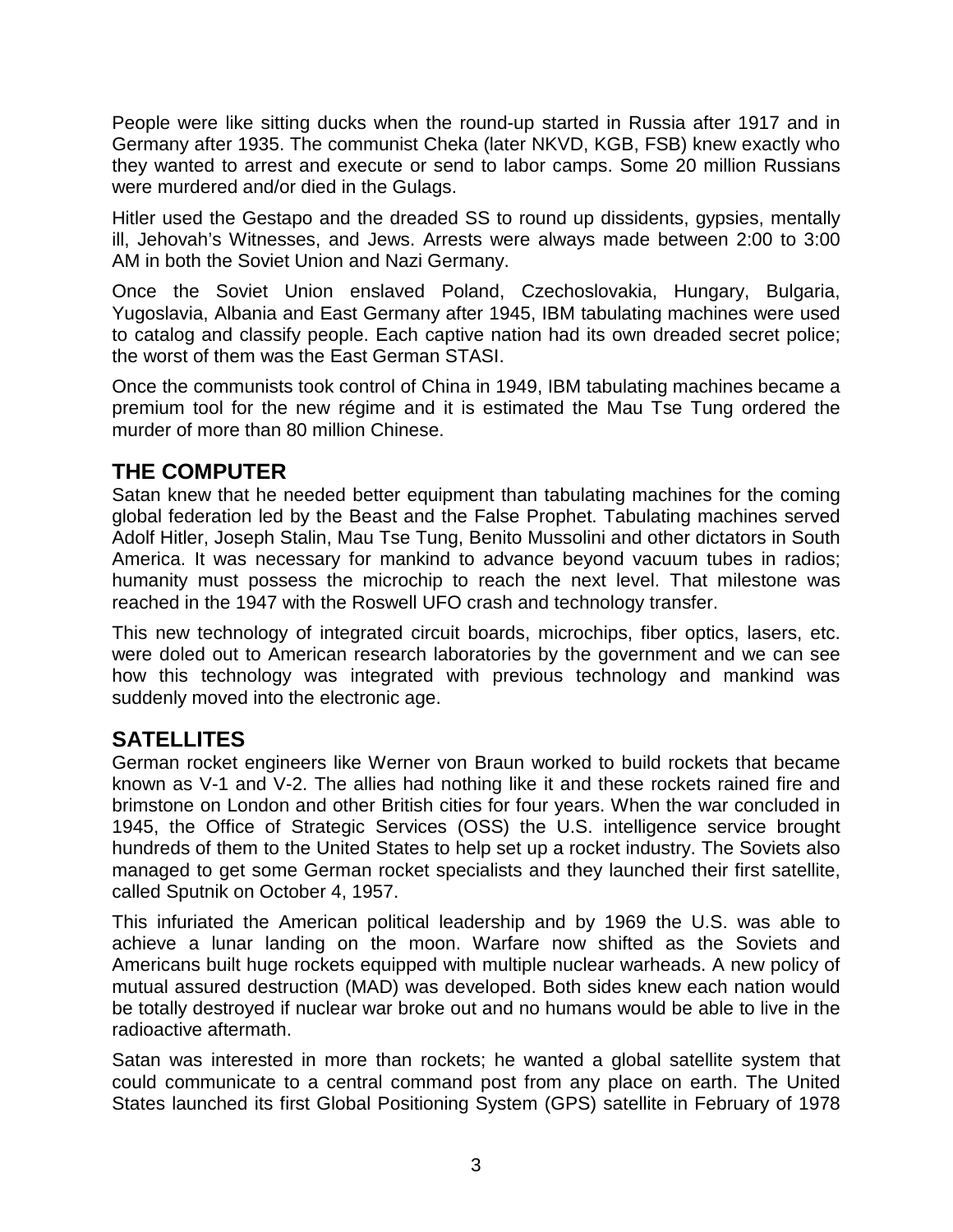People were like sitting ducks when the round-up started in Russia after 1917 and in Germany after 1935. The communist Cheka (later NKVD, KGB, FSB) knew exactly who they wanted to arrest and execute or send to labor camps. Some 20 million Russians were murdered and/or died in the Gulags.

Hitler used the Gestapo and the dreaded SS to round up dissidents, gypsies, mentally ill, Jehovah's Witnesses, and Jews. Arrests were always made between 2:00 to 3:00 AM in both the Soviet Union and Nazi Germany.

Once the Soviet Union enslaved Poland, Czechoslovakia, Hungary, Bulgaria, Yugoslavia, Albania and East Germany after 1945, IBM tabulating machines were used to catalog and classify people. Each captive nation had its own dreaded secret police; the worst of them was the East German STASI.

Once the communists took control of China in 1949, IBM tabulating machines became a premium tool for the new régime and it is estimated the Mau Tse Tung ordered the murder of more than 80 million Chinese.

## THE COMPUTER

Satan knew that he needed better equipment than tabulating machines for the coming global federation led by the Beast and the False Prophet. Tabulating machines served Adolf Hitler, Joseph Stalin, Mau Tse Tung, Benito Mussolini and other dictators in South America. It was necessary for mankind to advance beyond vacuum tubes in radios; humanity must possess the microchip to reach the next level. That milestone was reached in the 1947 with the Roswell UFO crash and technology transfer.

This new technology of integrated circuit boards, microchips, fiber optics, lasers, etc. were doled out to American research laboratories by the government and we can see how this technology was integrated with previous technology and mankind was suddenly moved into the electronic age.

## SATELLITES

German rocket engineers like Werner von Braun worked to build rockets that became known as V-1 and V-2. The allies had nothing like it and these rockets rained fire and brimstone on London and other British cities for four years. When the war concluded in 1945, the Office of Strategic Services (OSS) the U.S. intelligence service brought hundreds of them to the United States to help set up a rocket industry. The Soviets also managed to get some German rocket specialists and they launched their first satellite, called Sputnik on October 4, 1957.

This infuriated the American political leadership and by 1969 the U.S. was able to achieve a lunar landing on the moon. Warfare now shifted as the Soviets and Americans built huge rockets equipped with multiple nuclear warheads. A new policy of mutual assured destruction (MAD) was developed. Both sides knew each nation would be totally destroyed if nuclear war broke out and no humans would be able to live in the radioactive aftermath.

Satan was interested in more than rockets; he wanted a global satellite system that could communicate to a central command post from any place on earth. The United States launched its first Global Positioning System (GPS) satellite in February of 1978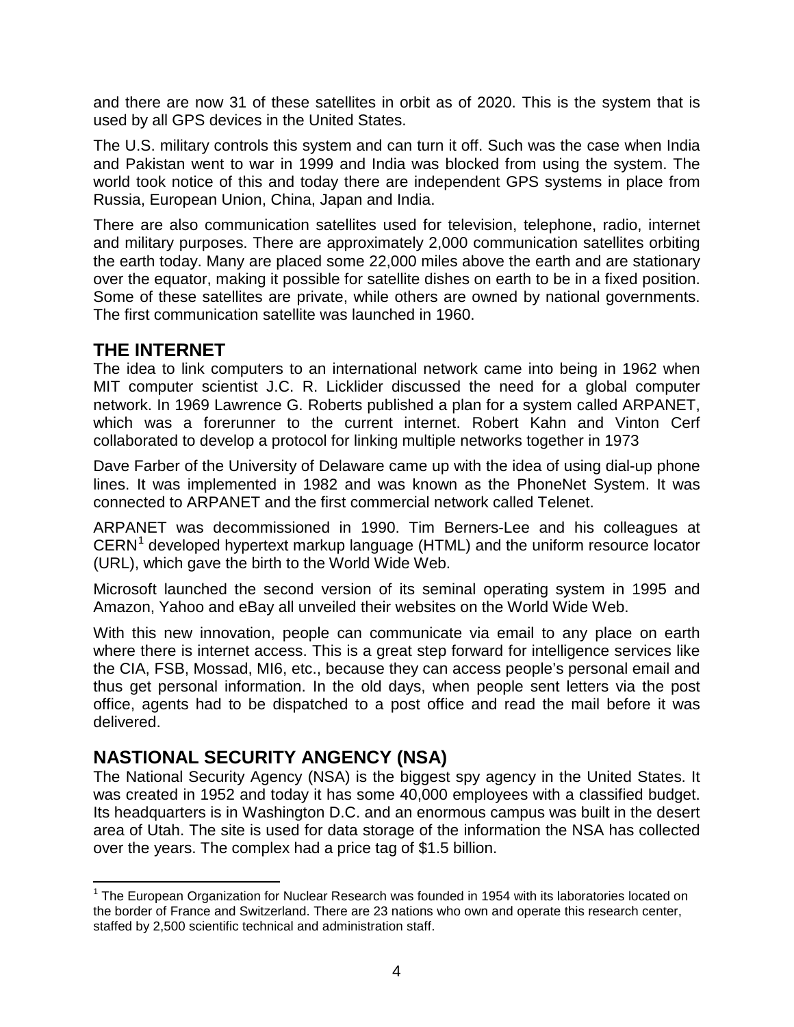and there are now 31 of these satellites in orbit as of 2020. This is the system that is used by all GPS devices in the United States.

The U.S. military controls this system and can turn it off. Such was the case when India and Pakistan went to war in 1999 and India was blocked from using the system. The world took notice of this and today there are independent GPS systems in place from Russia, European Union, China, Japan and India.

There are also communication satellites used for television, telephone, radio, internet and military purposes. There are approximately 2,000 communication satellites orbiting the earth today. Many are placed some 22,000 miles above the earth and are stationary over the equator, making it possible for satellite dishes on earth to be in a fixed position. Some of these satellites are private, while others are owned by national governments. The first communication satellite was launched in 1960.

## THE INTERNET

The idea to link computers to an international network came into being in 1962 when MIT computer scientist J.C. R. Licklider discussed the need for a global computer network. In 1969 Lawrence G. Roberts published a plan for a system called ARPANET, which was a forerunner to the current internet. Robert Kahn and Vinton Cerf collaborated to develop a protocol for linking multiple networks together in 1973

Dave Farber of the University of Delaware came up with the idea of using dial-up phone lines. It was implemented in 1982 and was known as the PhoneNet System. It was connected to ARPANET and the first commercial network called Telenet.

ARPANET was decommissioned in 1990. Tim Berners-Lee and his colleagues at CERN[1] developed hypertext markup language (HTML) and the uniform resource locator (URL), which gave the birth to the World Wide Web.

Microsoft launched the second version of its seminal operating system in 1995 and Amazon, Yahoo and eBay all unveiled their websites on the World Wide Web.

With this new innovation, people can communicate via email to any place on earth where there is internet access. This is a great step forward for intelligence services like the CIA, FSB, Mossad, MI6, etc., because they can access people's personal email and thus get personal information. In the old days, when people sent letters via the post office, agents had to be dispatched to a post office and read the mail before it was delivered.

## NASTIONAL SECURITY ANGENCY (NSA)

The National Security Agency (NSA) is the biggest spy agency in the United States. It was created in 1952 and today it has some 40,000 employees with a classified budget. Its headquarters is in Washington D.C. and an enormous campus was built in the desert area of Utah. The site is used for data storage of the information the NSA has collected over the years. The complex had a price tag of $1.5 billion.

---

[1] The European Organization for Nuclear Research was founded in 1954 with its laboratories located on the border of France and Switzerland. There are 23 nations who own and operate this research center, staffed by 2,500 scientific technical and administration staff.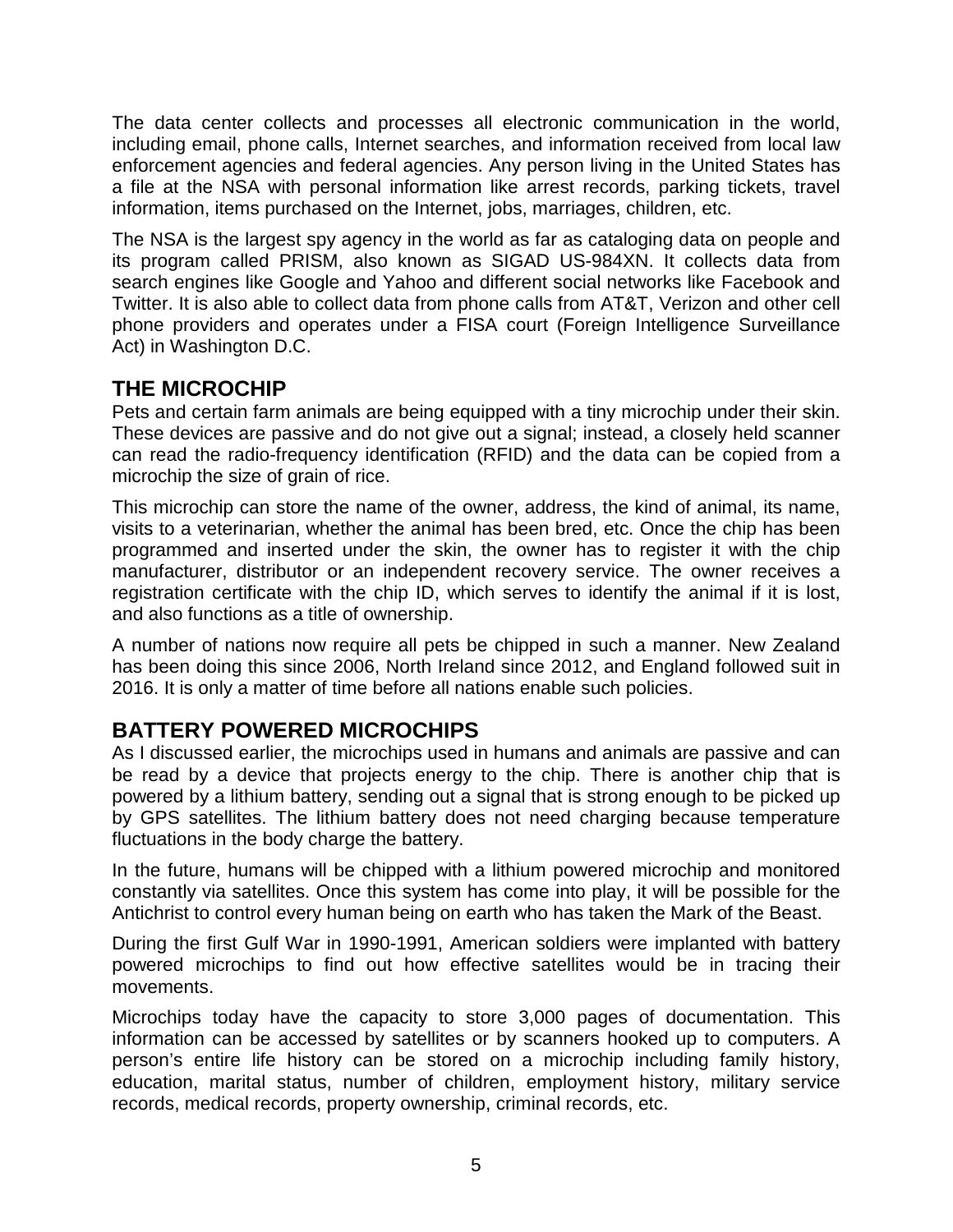The data center collects and processes all electronic communication in the world, including email, phone calls, Internet searches, and information received from local law enforcement agencies and federal agencies. Any person living in the United States has a file at the NSA with personal information like arrest records, parking tickets, travel information, items purchased on the Internet, jobs, marriages, children, etc.

The NSA is the largest spy agency in the world as far as cataloging data on people and its program called PRISM, also known as SIGAD US-984XN. It collects data from search engines like Google and Yahoo and different social networks like Facebook and Twitter. It is also able to collect data from phone calls from AT&T, Verizon and other cell phone providers and operates under a FISA court (Foreign Intelligence Surveillance Act) in Washington D.C.

## THE MICROCHIP

Pets and certain farm animals are being equipped with a tiny microchip under their skin. These devices are passive and do not give out a signal; instead, a closely held scanner can read the radio-frequency identification (RFID) and the data can be copied from a microchip the size of grain of rice.

This microchip can store the name of the owner, address, the kind of animal, its name, visits to a veterinarian, whether the animal has been bred, etc. Once the chip has been programmed and inserted under the skin, the owner has to register it with the chip manufacturer, distributor or an independent recovery service. The owner receives a registration certificate with the chip ID, which serves to identify the animal if it is lost, and also functions as a title of ownership.

A number of nations now require all pets be chipped in such a manner. New Zealand has been doing this since 2006, North Ireland since 2012, and England followed suit in 2016. It is only a matter of time before all nations enable such policies.

## BATTERY POWERED MICROCHIPS

As I discussed earlier, the microchips used in humans and animals are passive and can be read by a device that projects energy to the chip. There is another chip that is powered by a lithium battery, sending out a signal that is strong enough to be picked up by GPS satellites. The lithium battery does not need charging because temperature fluctuations in the body charge the battery.

In the future, humans will be chipped with a lithium powered microchip and monitored constantly via satellites. Once this system has come into play, it will be possible for the Antichrist to control every human being on earth who has taken the Mark of the Beast.

During the first Gulf War in 1990-1991, American soldiers were implanted with battery powered microchips to find out how effective satellites would be in tracing their movements.

Microchips today have the capacity to store 3,000 pages of documentation. This information can be accessed by satellites or by scanners hooked up to computers. A person's entire life history can be stored on a microchip including family history, education, marital status, number of children, employment history, military service records, medical records, property ownership, criminal records, etc.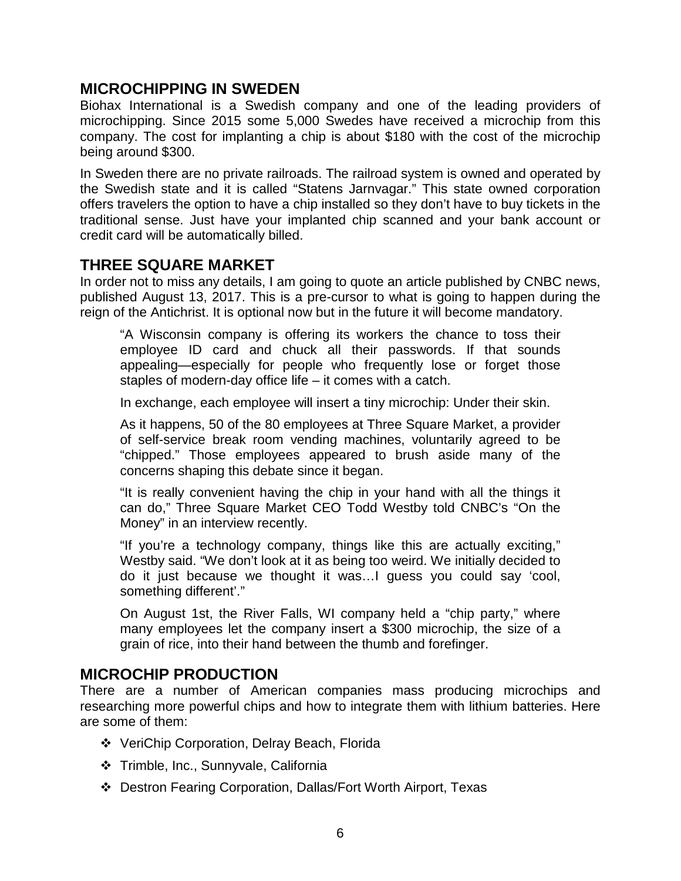## MICROCHIPPING IN SWEDEN

Biohax International is a Swedish company and one of the leading providers of microchipping. Since 2015 some 5,000 Swedes have received a microchip from this company. The cost for implanting a chip is about $180 with the cost of the microchip being around $300.

In Sweden there are no private railroads. The railroad system is owned and operated by the Swedish state and it is called "Statens Jarnvagar." This state owned corporation offers travelers the option to have a chip installed so they don't have to buy tickets in the traditional sense. Just have your implanted chip scanned and your bank account or credit card will be automatically billed.

## THREE SQUARE MARKET

In order not to miss any details, I am going to quote an article published by CNBC news, published August 13, 2017. This is a pre-cursor to what is going to happen during the reign of the Antichrist. It is optional now but in the future it will become mandatory.

> "A Wisconsin company is offering its workers the chance to toss their employee ID card and chuck all their passwords. If that sounds appealing—especially for people who frequently lose or forget those staples of modern-day office life – it comes with a catch.
>
> In exchange, each employee will insert a tiny microchip: Under their skin.
>
> As it happens, 50 of the 80 employees at Three Square Market, a provider of self-service break room vending machines, voluntarily agreed to be "chipped." Those employees appeared to brush aside many of the concerns shaping this debate since it began.
>
> "It is really convenient having the chip in your hand with all the things it can do," Three Square Market CEO Todd Westby told CNBC's "On the Money" in an interview recently.
>
> "If you're a technology company, things like this are actually exciting," Westby said. "We don't look at it as being too weird. We initially decided to do it just because we thought it was…I guess you could say 'cool, something different'."
>
> On August 1st, the River Falls, WI company held a "chip party," where many employees let the company insert a $300 microchip, the size of a grain of rice, into their hand between the thumb and forefinger.

## MICROCHIP PRODUCTION

There are a number of American companies mass producing microchips and researching more powerful chips and how to integrate them with lithium batteries. Here are some of them:

- VeriChip Corporation, Delray Beach, Florida
- Trimble, Inc., Sunnyvale, California
- Destron Fearing Corporation, Dallas/Fort Worth Airport, Texas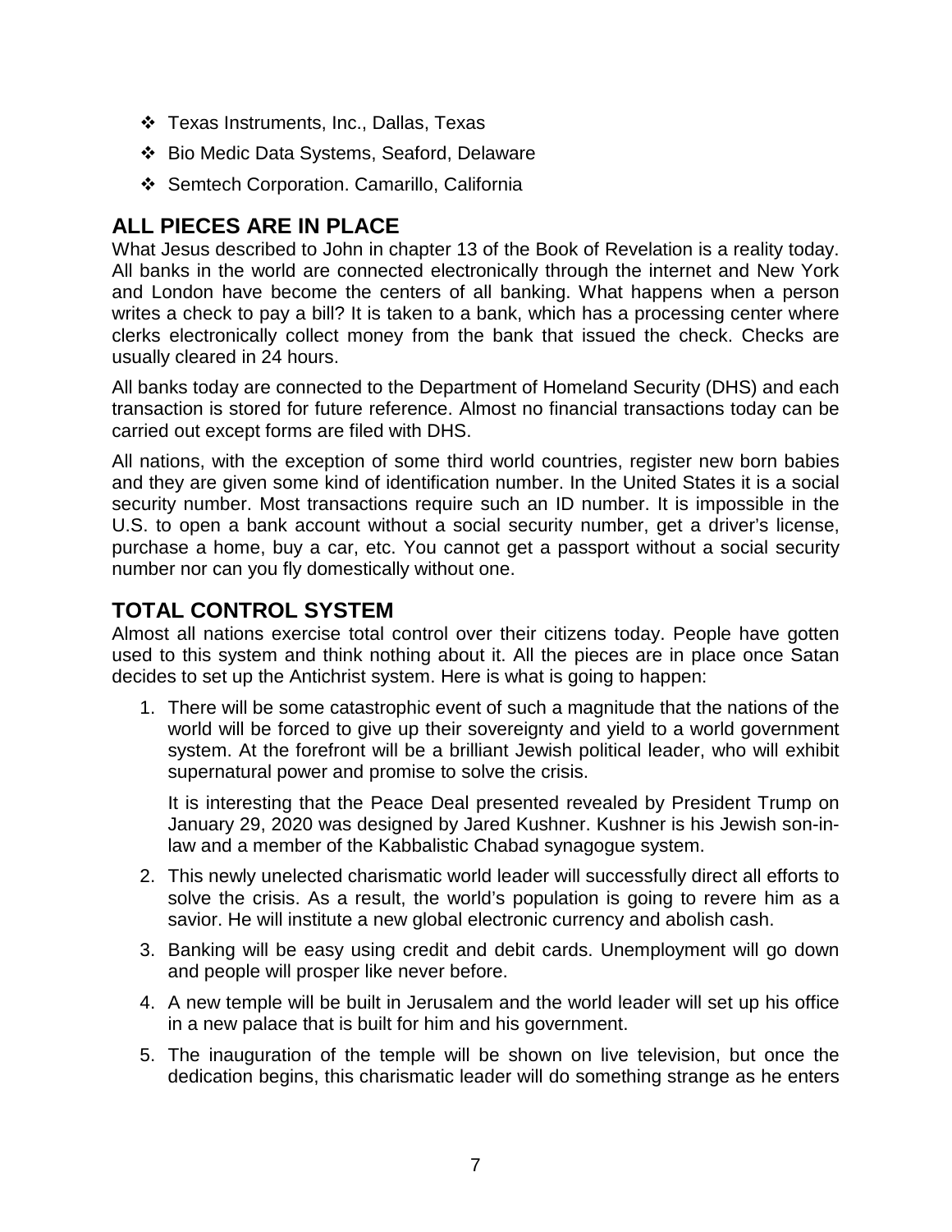- ❖ Texas Instruments, Inc., Dallas, Texas
- ❖ Bio Medic Data Systems, Seaford, Delaware
- ❖ Semtech Corporation. Camarillo, California

## ALL PIECES ARE IN PLACE

What Jesus described to John in chapter 13 of the Book of Revelation is a reality today. All banks in the world are connected electronically through the internet and New York and London have become the centers of all banking. What happens when a person writes a check to pay a bill? It is taken to a bank, which has a processing center where clerks electronically collect money from the bank that issued the check. Checks are usually cleared in 24 hours.

All banks today are connected to the Department of Homeland Security (DHS) and each transaction is stored for future reference. Almost no financial transactions today can be carried out except forms are filed with DHS.

All nations, with the exception of some third world countries, register new born babies and they are given some kind of identification number. In the United States it is a social security number. Most transactions require such an ID number. It is impossible in the U.S. to open a bank account without a social security number, get a driver's license, purchase a home, buy a car, etc. You cannot get a passport without a social security number nor can you fly domestically without one.

## TOTAL CONTROL SYSTEM

Almost all nations exercise total control over their citizens today. People have gotten used to this system and think nothing about it. All the pieces are in place once Satan decides to set up the Antichrist system. Here is what is going to happen:

1. There will be some catastrophic event of such a magnitude that the nations of the world will be forced to give up their sovereignty and yield to a world government system. At the forefront will be a brilliant Jewish political leader, who will exhibit supernatural power and promise to solve the crisis.

   It is interesting that the Peace Deal presented revealed by President Trump on January 29, 2020 was designed by Jared Kushner. Kushner is his Jewish son-in-law and a member of the Kabbalistic Chabad synagogue system.

2. This newly unelected charismatic world leader will successfully direct all efforts to solve the crisis. As a result, the world's population is going to revere him as a savior. He will institute a new global electronic currency and abolish cash.
3. Banking will be easy using credit and debit cards. Unemployment will go down and people will prosper like never before.
4. A new temple will be built in Jerusalem and the world leader will set up his office in a new palace that is built for him and his government.
5. The inauguration of the temple will be shown on live television, but once the dedication begins, this charismatic leader will do something strange as he enters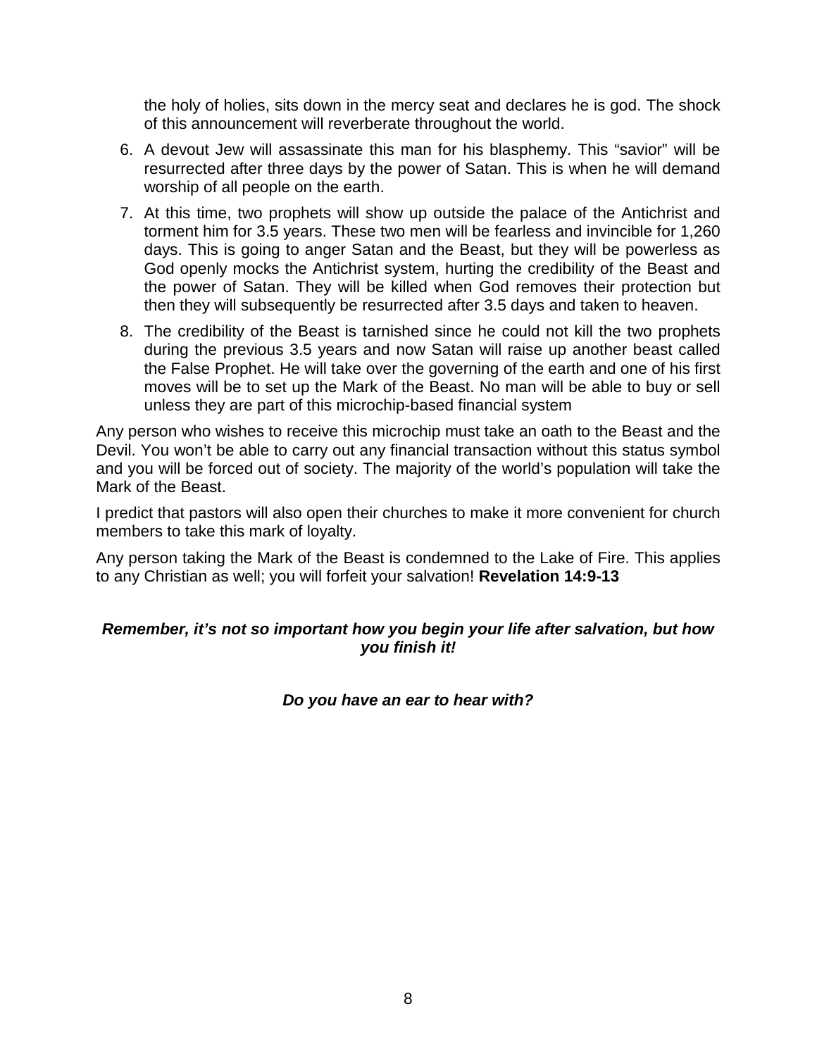the holy of holies, sits down in the mercy seat and declares he is god. The shock of this announcement will reverberate throughout the world.

6. A devout Jew will assassinate this man for his blasphemy. This “savior” will be resurrected after three days by the power of Satan. This is when he will demand worship of all people on the earth.
7. At this time, two prophets will show up outside the palace of the Antichrist and torment him for 3.5 years. These two men will be fearless and invincible for 1,260 days. This is going to anger Satan and the Beast, but they will be powerless as God openly mocks the Antichrist system, hurting the credibility of the Beast and the power of Satan. They will be killed when God removes their protection but then they will subsequently be resurrected after 3.5 days and taken to heaven.
8. The credibility of the Beast is tarnished since he could not kill the two prophets during the previous 3.5 years and now Satan will raise up another beast called the False Prophet. He will take over the governing of the earth and one of his first moves will be to set up the Mark of the Beast. No man will be able to buy or sell unless they are part of this microchip-based financial system

Any person who wishes to receive this microchip must take an oath to the Beast and the Devil. You won’t be able to carry out any financial transaction without this status symbol and you will be forced out of society. The majority of the world’s population will take the Mark of the Beast.

I predict that pastors will also open their churches to make it more convenient for church members to take this mark of loyalty.

Any person taking the Mark of the Beast is condemned to the Lake of Fire. This applies to any Christian as well; you will forfeit your salvation! **Revelation 14:9-13**

***Remember, it’s not so important how you begin your life after salvation, but how you finish it!***

***Do you have an ear to hear with?***